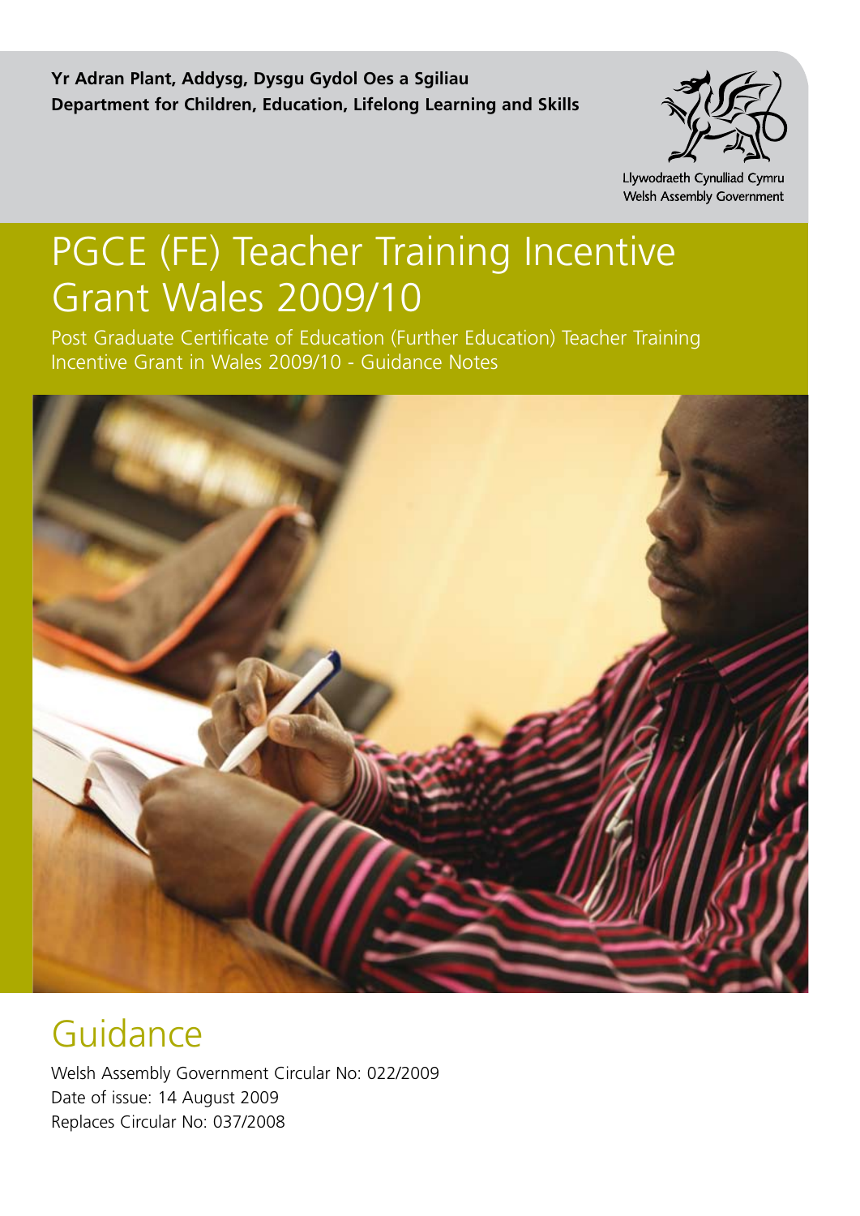**Yr Adran Plant, Addysg, Dysgu Gydol Oes a Sgiliau**
**Department for Children, Education, Lifelong Learning and Skills**

Llywodraeth Cynulliad Cymru
Welsh Assembly Government

# PGCE (FE) Teacher Training Incentive Grant Wales 2009/10

Post Graduate Certificate of Education (Further Education) Teacher Training Incentive Grant in Wales 2009/10 - Guidance Notes

## Guidance

Welsh Assembly Government Circular No: 022/2009
Date of issue: 14 August 2009
Replaces Circular No: 037/2008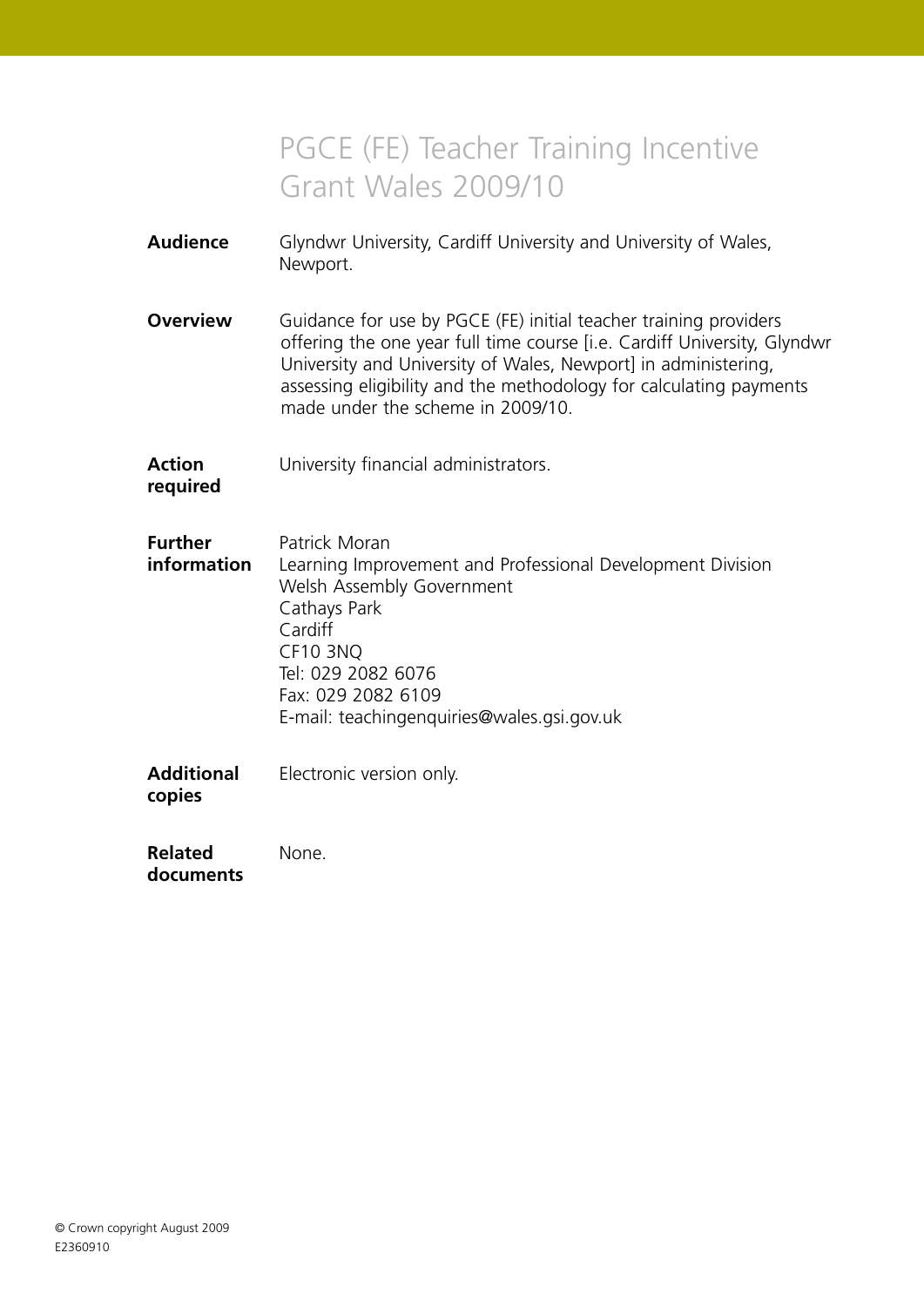# PGCE (FE) Teacher Training Incentive Grant Wales 2009/10

**Audience** Glyndwr University, Cardiff University and University of Wales, Newport.

**Overview** Guidance for use by PGCE (FE) initial teacher training providers offering the one year full time course [i.e. Cardiff University, Glyndwr University and University of Wales, Newport] in administering, assessing eligibility and the methodology for calculating payments made under the scheme in 2009/10.

**Action required** University financial administrators.

**Further information** Patrick Moran
Learning Improvement and Professional Development Division
Welsh Assembly Government
Cathays Park
Cardiff
CF10 3NQ
Tel: 029 2082 6076
Fax: 029 2082 6109
E-mail: teachingenquiries@wales.gsi.gov.uk

**Additional copies** Electronic version only.

**Related documents** None.

© Crown copyright August 2009
E2360910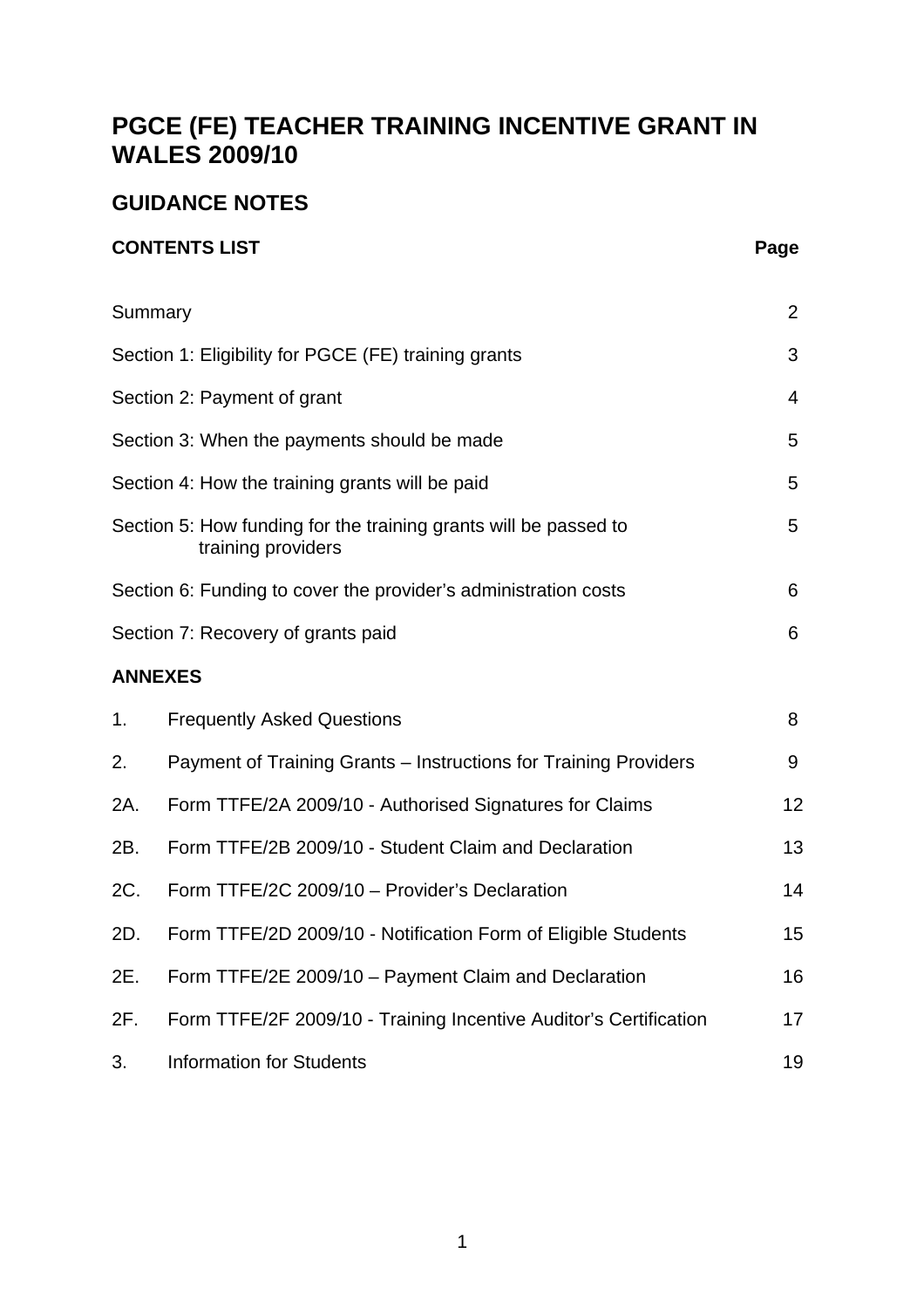# PGCE (FE) TEACHER TRAINING INCENTIVE GRANT IN WALES 2009/10

## GUIDANCE NOTES

| **CONTENTS LIST** | | **Page** |
|---|---|---|
| Summary | | 2 |
| Section 1: Eligibility for PGCE (FE) training grants | | 3 |
| Section 2: Payment of grant | | 4 |
| Section 3: When the payments should be made | | 5 |
| Section 4: How the training grants will be paid | | 5 |
| Section 5: How funding for the training grants will be passed to training providers | | 5 |
| Section 6: Funding to cover the provider's administration costs | | 6 |
| Section 7: Recovery of grants paid | | 6 |
| **ANNEXES** | | |
| 1. | Frequently Asked Questions | 8 |
| 2. | Payment of Training Grants – Instructions for Training Providers | 9 |
| 2A. | Form TTFE/2A 2009/10 - Authorised Signatures for Claims | 12 |
| 2B. | Form TTFE/2B 2009/10 - Student Claim and Declaration | 13 |
| 2C. | Form TTFE/2C 2009/10 – Provider's Declaration | 14 |
| 2D. | Form TTFE/2D 2009/10 - Notification Form of Eligible Students | 15 |
| 2E. | Form TTFE/2E 2009/10 – Payment Claim and Declaration | 16 |
| 2F. | Form TTFE/2F 2009/10 - Training Incentive Auditor's Certification | 17 |
| 3. | Information for Students | 19 |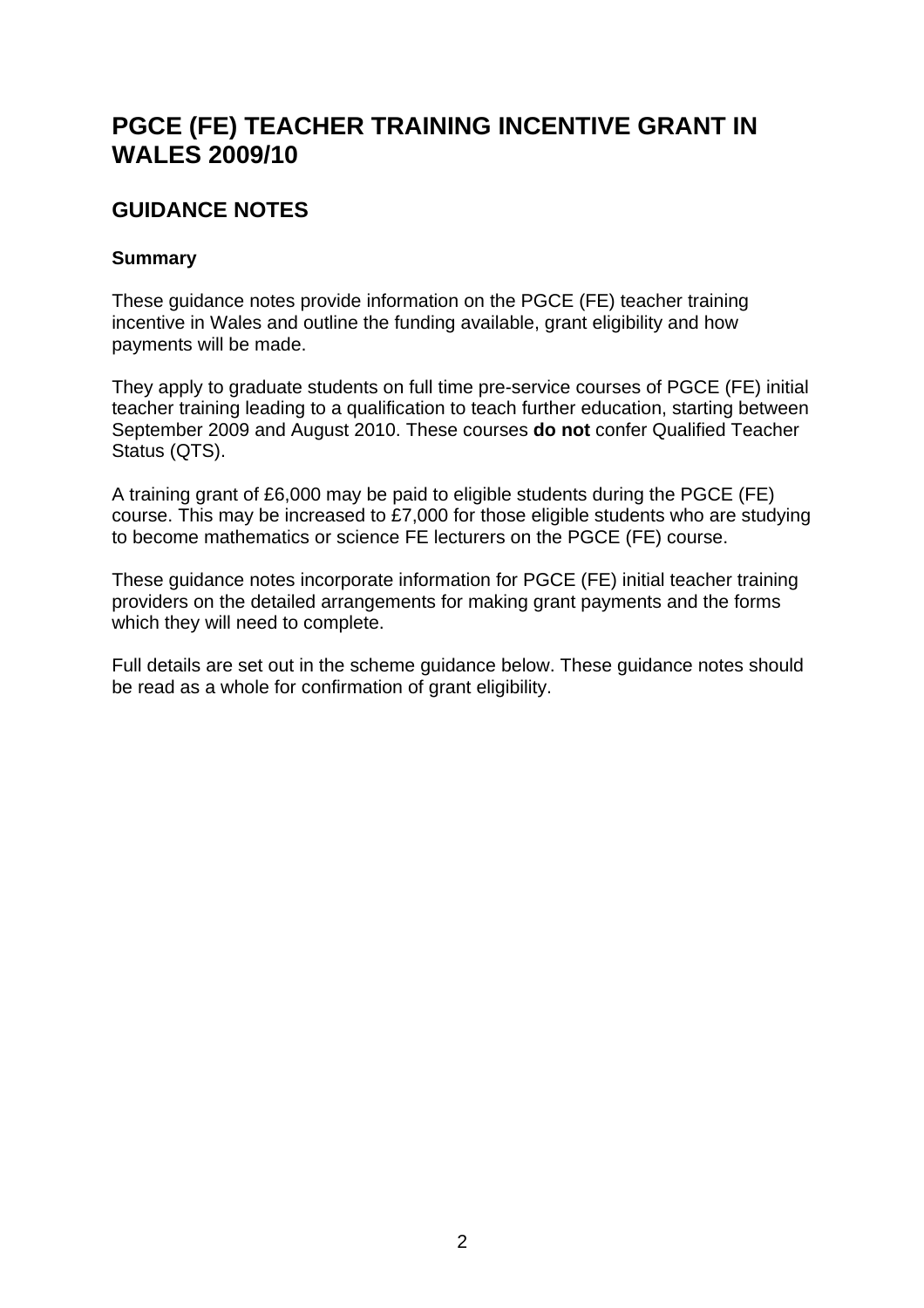# PGCE (FE) TEACHER TRAINING INCENTIVE GRANT IN WALES 2009/10

## GUIDANCE NOTES

### Summary

These guidance notes provide information on the PGCE (FE) teacher training incentive in Wales and outline the funding available, grant eligibility and how payments will be made.

They apply to graduate students on full time pre-service courses of PGCE (FE) initial teacher training leading to a qualification to teach further education, starting between September 2009 and August 2010. These courses **do not** confer Qualified Teacher Status (QTS).

A training grant of £6,000 may be paid to eligible students during the PGCE (FE) course. This may be increased to £7,000 for those eligible students who are studying to become mathematics or science FE lecturers on the PGCE (FE) course.

These guidance notes incorporate information for PGCE (FE) initial teacher training providers on the detailed arrangements for making grant payments and the forms which they will need to complete.

Full details are set out in the scheme guidance below. These guidance notes should be read as a whole for confirmation of grant eligibility.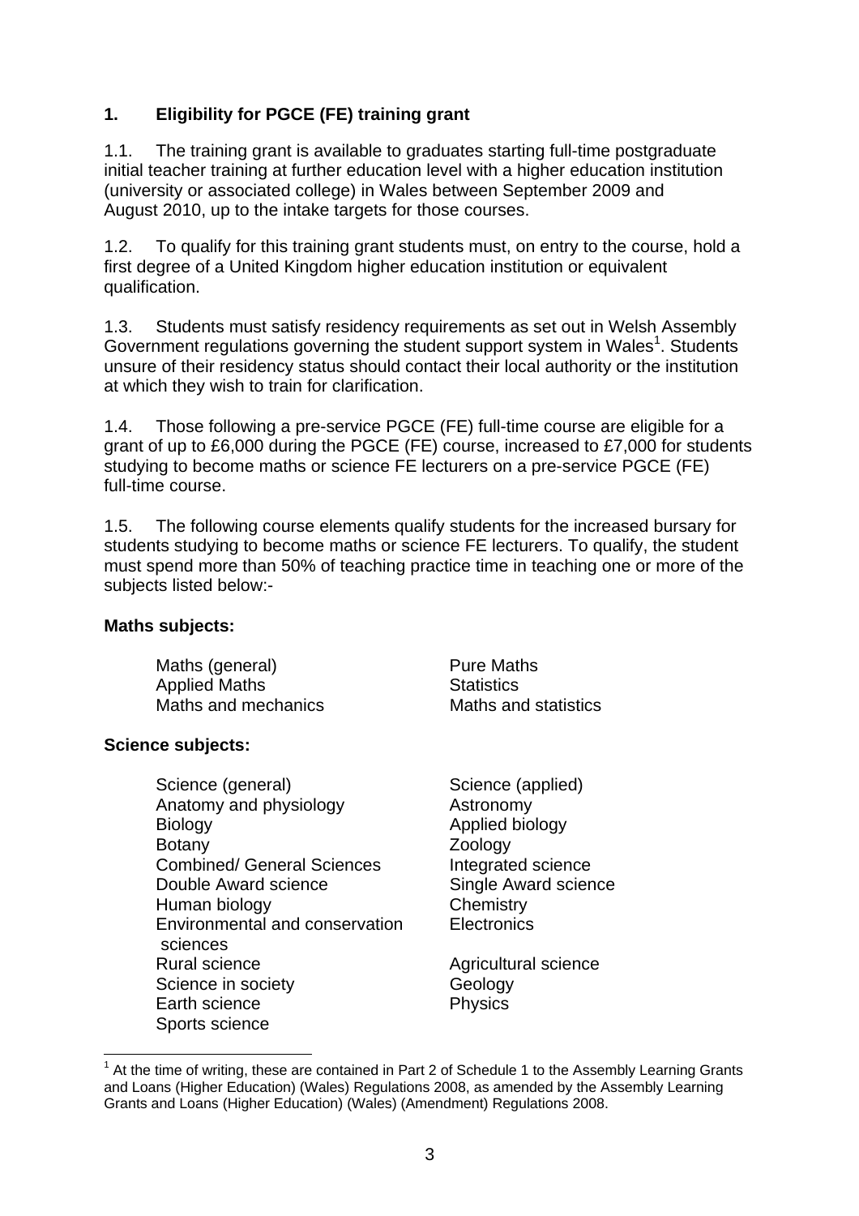## 1. Eligibility for PGCE (FE) training grant

1.1. The training grant is available to graduates starting full-time postgraduate initial teacher training at further education level with a higher education institution (university or associated college) in Wales between September 2009 and August 2010, up to the intake targets for those courses.

1.2. To qualify for this training grant students must, on entry to the course, hold a first degree of a United Kingdom higher education institution or equivalent qualification.

1.3. Students must satisfy residency requirements as set out in Welsh Assembly Government regulations governing the student support system in Wales[1]. Students unsure of their residency status should contact their local authority or the institution at which they wish to train for clarification.

1.4. Those following a pre-service PGCE (FE) full-time course are eligible for a grant of up to £6,000 during the PGCE (FE) course, increased to £7,000 for students studying to become maths or science FE lecturers on a pre-service PGCE (FE) full-time course.

1.5. The following course elements qualify students for the increased bursary for students studying to become maths or science FE lecturers. To qualify, the student must spend more than 50% of teaching practice time in teaching one or more of the subjects listed below:-

**Maths subjects:**

- Maths (general)
- Pure Maths
- Applied Maths
- Statistics
- Maths and mechanics
- Maths and statistics

**Science subjects:**

- Science (general)
- Science (applied)
- Anatomy and physiology
- Astronomy
- Biology
- Applied biology
- Botany
- Zoology
- Combined/ General Sciences
- Integrated science
- Double Award science
- Single Award science
- Human biology
- Chemistry
- Environmental and conservation sciences
- Electronics
- Rural science
- Agricultural science
- Science in society
- Geology
- Earth science
- Physics
- Sports science

[1] At the time of writing, these are contained in Part 2 of Schedule 1 to the Assembly Learning Grants and Loans (Higher Education) (Wales) Regulations 2008, as amended by the Assembly Learning Grants and Loans (Higher Education) (Wales) (Amendment) Regulations 2008.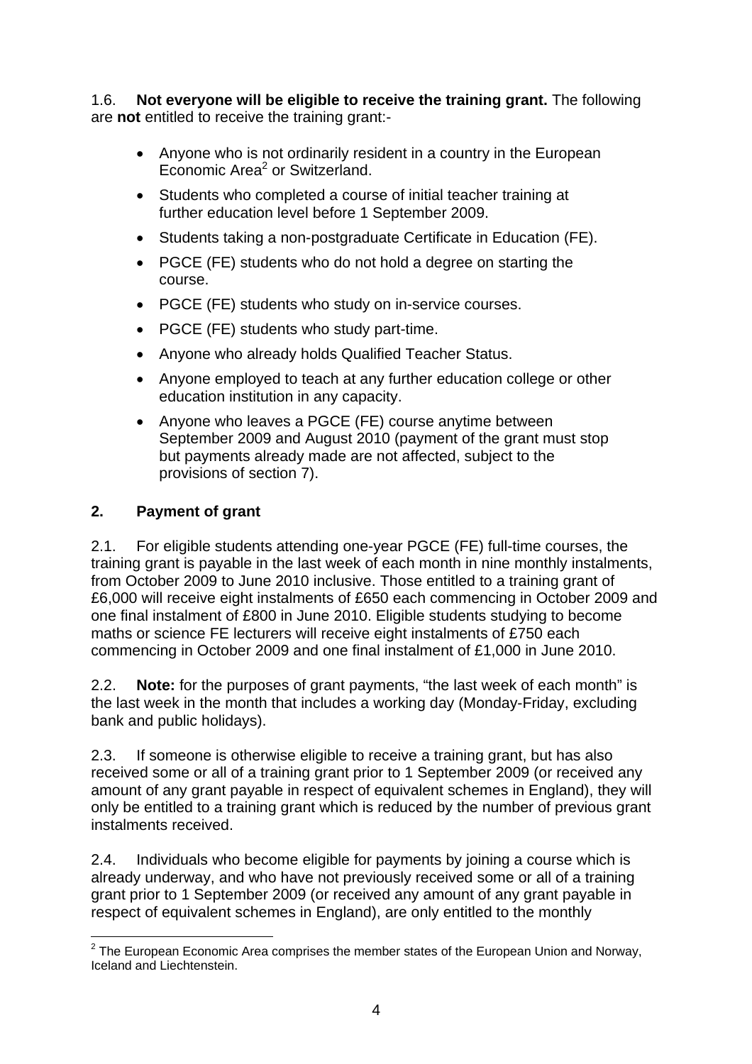1.6. **Not everyone will be eligible to receive the training grant.** The following are **not** entitled to receive the training grant:-

- Anyone who is not ordinarily resident in a country in the European Economic Area[2] or Switzerland.
- Students who completed a course of initial teacher training at further education level before 1 September 2009.
- Students taking a non-postgraduate Certificate in Education (FE).
- PGCE (FE) students who do not hold a degree on starting the course.
- PGCE (FE) students who study on in-service courses.
- PGCE (FE) students who study part-time.
- Anyone who already holds Qualified Teacher Status.
- Anyone employed to teach at any further education college or other education institution in any capacity.
- Anyone who leaves a PGCE (FE) course anytime between September 2009 and August 2010 (payment of the grant must stop but payments already made are not affected, subject to the provisions of section 7).

## 2. Payment of grant

2.1. For eligible students attending one-year PGCE (FE) full-time courses, the training grant is payable in the last week of each month in nine monthly instalments, from October 2009 to June 2010 inclusive. Those entitled to a training grant of £6,000 will receive eight instalments of £650 each commencing in October 2009 and one final instalment of £800 in June 2010. Eligible students studying to become maths or science FE lecturers will receive eight instalments of £750 each commencing in October 2009 and one final instalment of £1,000 in June 2010.

2.2. **Note:** for the purposes of grant payments, "the last week of each month" is the last week in the month that includes a working day (Monday-Friday, excluding bank and public holidays).

2.3. If someone is otherwise eligible to receive a training grant, but has also received some or all of a training grant prior to 1 September 2009 (or received any amount of any grant payable in respect of equivalent schemes in England), they will only be entitled to a training grant which is reduced by the number of previous grant instalments received.

2.4. Individuals who become eligible for payments by joining a course which is already underway, and who have not previously received some or all of a training grant prior to 1 September 2009 (or received any amount of any grant payable in respect of equivalent schemes in England), are only entitled to the monthly

[2] The European Economic Area comprises the member states of the European Union and Norway, Iceland and Liechtenstein.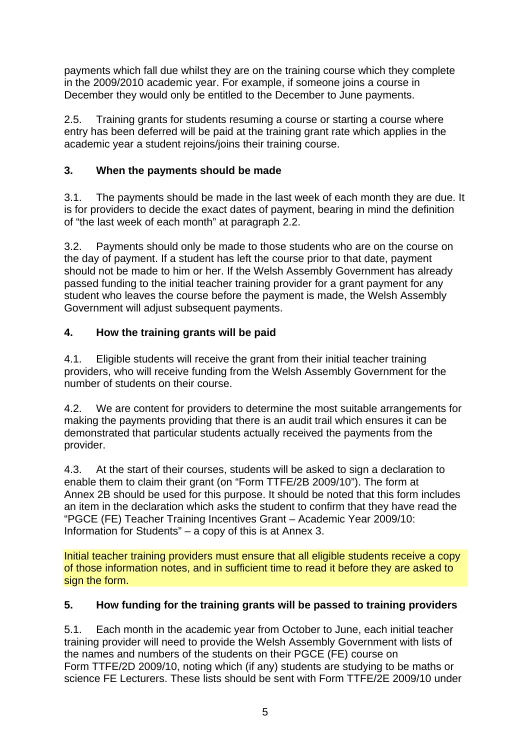payments which fall due whilst they are on the training course which they complete in the 2009/2010 academic year. For example, if someone joins a course in December they would only be entitled to the December to June payments.

2.5. Training grants for students resuming a course or starting a course where entry has been deferred will be paid at the training grant rate which applies in the academic year a student rejoins/joins their training course.

## 3. When the payments should be made

3.1. The payments should be made in the last week of each month they are due. It is for providers to decide the exact dates of payment, bearing in mind the definition of "the last week of each month" at paragraph 2.2.

3.2. Payments should only be made to those students who are on the course on the day of payment. If a student has left the course prior to that date, payment should not be made to him or her. If the Welsh Assembly Government has already passed funding to the initial teacher training provider for a grant payment for any student who leaves the course before the payment is made, the Welsh Assembly Government will adjust subsequent payments.

## 4. How the training grants will be paid

4.1. Eligible students will receive the grant from their initial teacher training providers, who will receive funding from the Welsh Assembly Government for the number of students on their course.

4.2. We are content for providers to determine the most suitable arrangements for making the payments providing that there is an audit trail which ensures it can be demonstrated that particular students actually received the payments from the provider.

4.3. At the start of their courses, students will be asked to sign a declaration to enable them to claim their grant (on "Form TTFE/2B 2009/10"). The form at Annex 2B should be used for this purpose. It should be noted that this form includes an item in the declaration which asks the student to confirm that they have read the "PGCE (FE) Teacher Training Incentives Grant – Academic Year 2009/10: Information for Students" – a copy of this is at Annex 3.

Initial teacher training providers must ensure that all eligible students receive a copy of those information notes, and in sufficient time to read it before they are asked to sign the form.

## 5. How funding for the training grants will be passed to training providers

5.1. Each month in the academic year from October to June, each initial teacher training provider will need to provide the Welsh Assembly Government with lists of the names and numbers of the students on their PGCE (FE) course on Form TTFE/2D 2009/10, noting which (if any) students are studying to be maths or science FE Lecturers. These lists should be sent with Form TTFE/2E 2009/10 under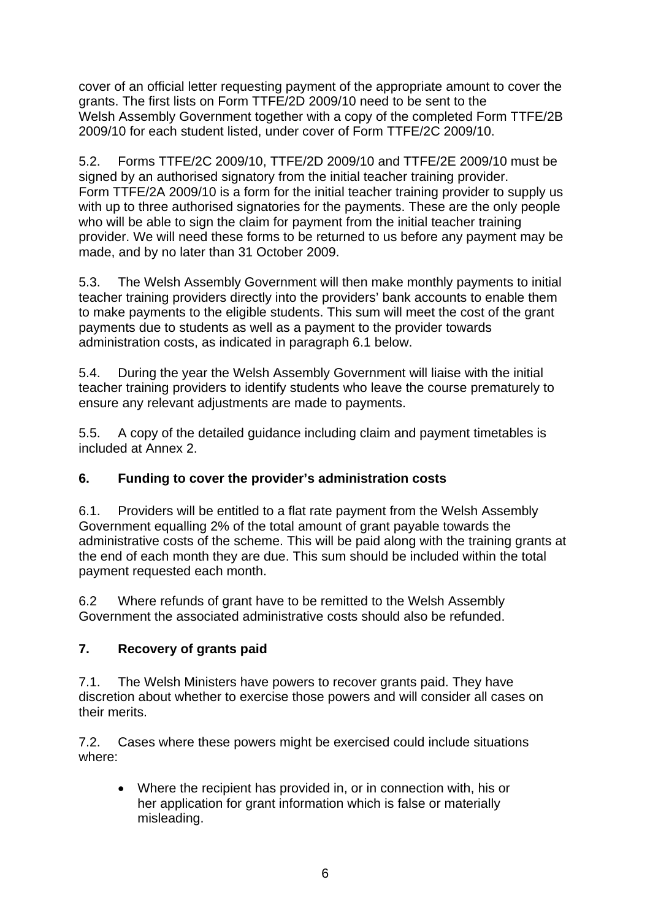cover of an official letter requesting payment of the appropriate amount to cover the grants. The first lists on Form TTFE/2D 2009/10 need to be sent to the Welsh Assembly Government together with a copy of the completed Form TTFE/2B 2009/10 for each student listed, under cover of Form TTFE/2C 2009/10.

5.2. Forms TTFE/2C 2009/10, TTFE/2D 2009/10 and TTFE/2E 2009/10 must be signed by an authorised signatory from the initial teacher training provider. Form TTFE/2A 2009/10 is a form for the initial teacher training provider to supply us with up to three authorised signatories for the payments. These are the only people who will be able to sign the claim for payment from the initial teacher training provider. We will need these forms to be returned to us before any payment may be made, and by no later than 31 October 2009.

5.3. The Welsh Assembly Government will then make monthly payments to initial teacher training providers directly into the providers' bank accounts to enable them to make payments to the eligible students. This sum will meet the cost of the grant payments due to students as well as a payment to the provider towards administration costs, as indicated in paragraph 6.1 below.

5.4. During the year the Welsh Assembly Government will liaise with the initial teacher training providers to identify students who leave the course prematurely to ensure any relevant adjustments are made to payments.

5.5. A copy of the detailed guidance including claim and payment timetables is included at Annex 2.

## 6. Funding to cover the provider's administration costs

6.1. Providers will be entitled to a flat rate payment from the Welsh Assembly Government equalling 2% of the total amount of grant payable towards the administrative costs of the scheme. This will be paid along with the training grants at the end of each month they are due. This sum should be included within the total payment requested each month.

6.2 Where refunds of grant have to be remitted to the Welsh Assembly Government the associated administrative costs should also be refunded.

## 7. Recovery of grants paid

7.1. The Welsh Ministers have powers to recover grants paid. They have discretion about whether to exercise those powers and will consider all cases on their merits.

7.2. Cases where these powers might be exercised could include situations where:

- Where the recipient has provided in, or in connection with, his or her application for grant information which is false or materially misleading.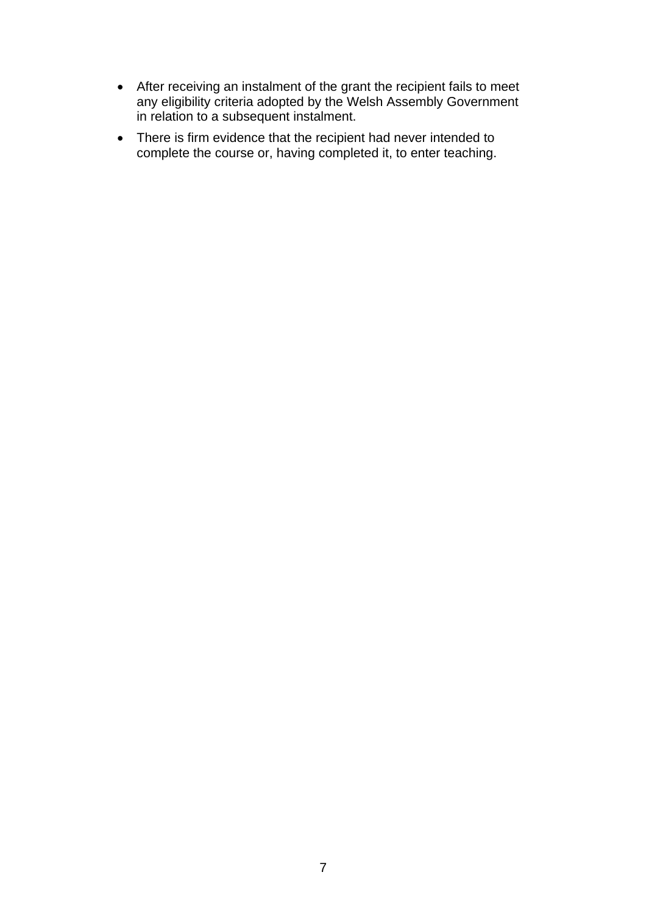- After receiving an instalment of the grant the recipient fails to meet any eligibility criteria adopted by the Welsh Assembly Government in relation to a subsequent instalment.
- There is firm evidence that the recipient had never intended to complete the course or, having completed it, to enter teaching.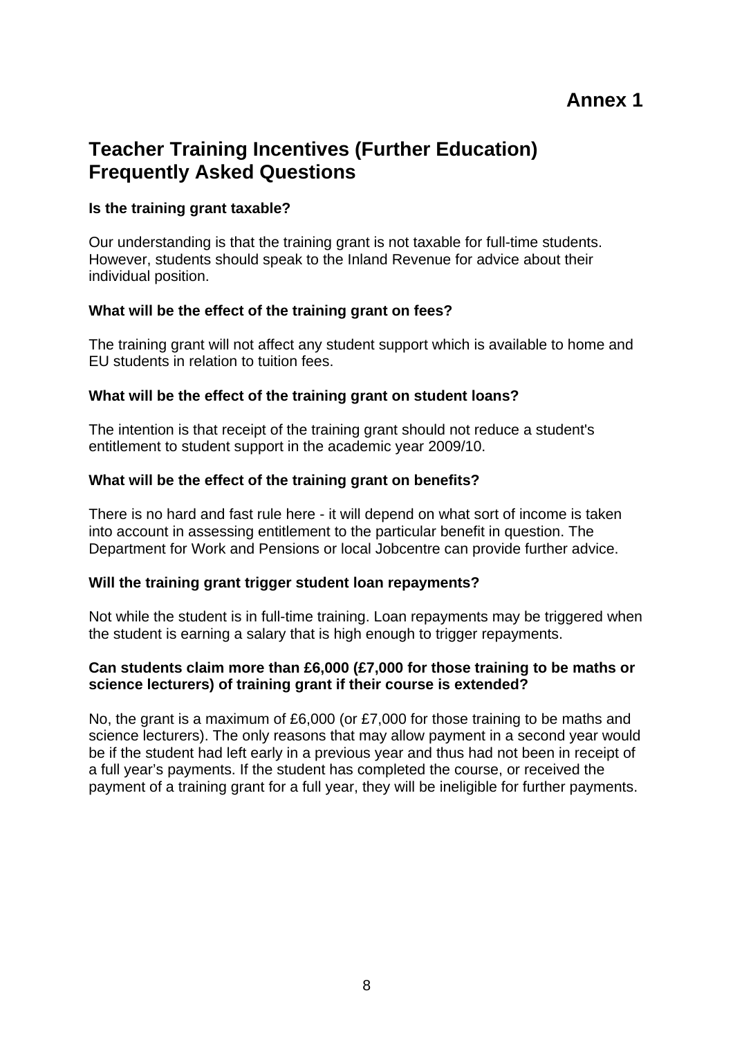# Annex 1

## Teacher Training Incentives (Further Education) Frequently Asked Questions

**Is the training grant taxable?**

Our understanding is that the training grant is not taxable for full-time students. However, students should speak to the Inland Revenue for advice about their individual position.

**What will be the effect of the training grant on fees?**

The training grant will not affect any student support which is available to home and EU students in relation to tuition fees.

**What will be the effect of the training grant on student loans?**

The intention is that receipt of the training grant should not reduce a student's entitlement to student support in the academic year 2009/10.

**What will be the effect of the training grant on benefits?**

There is no hard and fast rule here - it will depend on what sort of income is taken into account in assessing entitlement to the particular benefit in question. The Department for Work and Pensions or local Jobcentre can provide further advice.

**Will the training grant trigger student loan repayments?**

Not while the student is in full-time training. Loan repayments may be triggered when the student is earning a salary that is high enough to trigger repayments.

**Can students claim more than £6,000 (£7,000 for those training to be maths or science lecturers) of training grant if their course is extended?**

No, the grant is a maximum of £6,000 (or £7,000 for those training to be maths and science lecturers). The only reasons that may allow payment in a second year would be if the student had left early in a previous year and thus had not been in receipt of a full year's payments. If the student has completed the course, or received the payment of a training grant for a full year, they will be ineligible for further payments.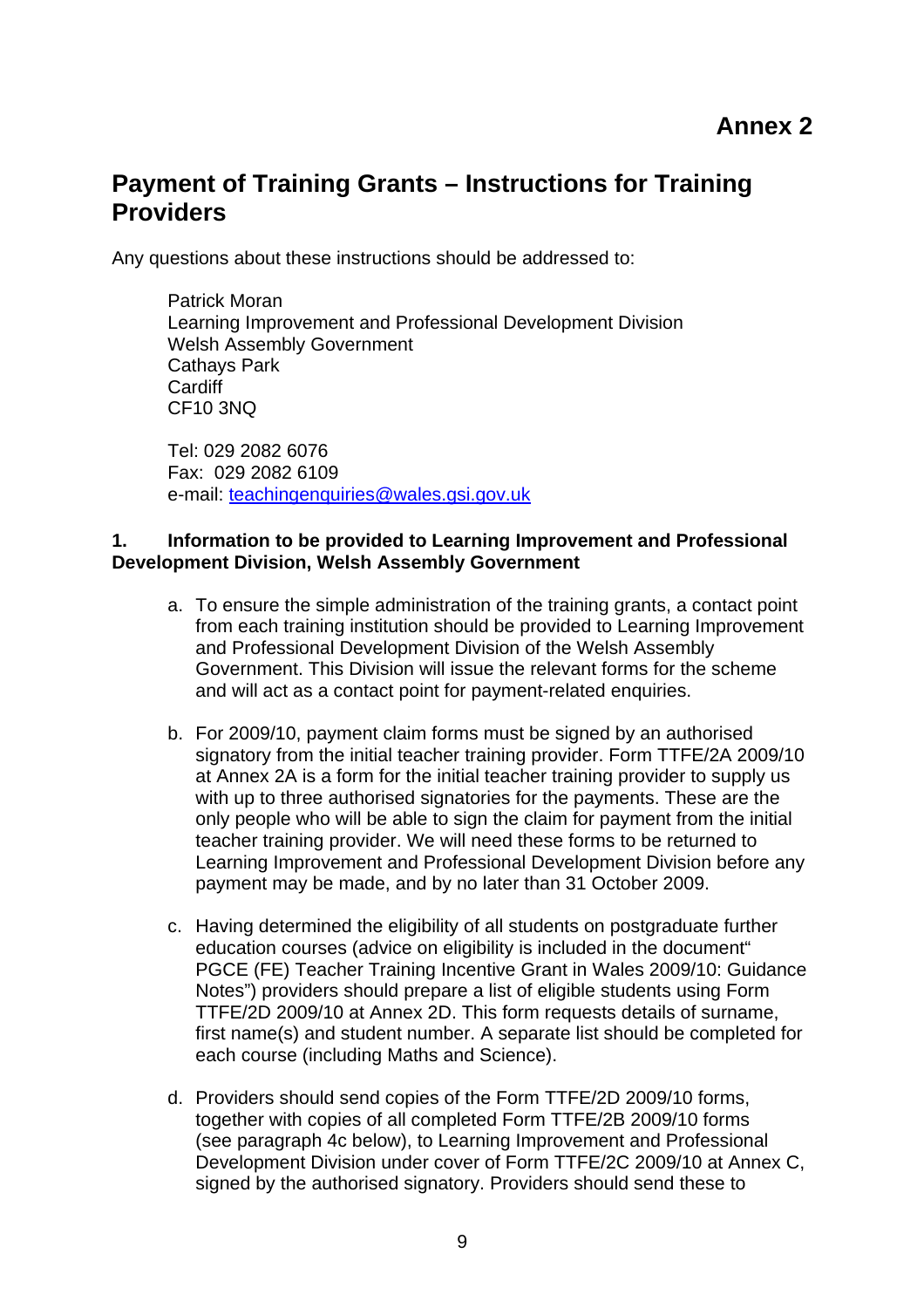**Annex 2**

# Payment of Training Grants – Instructions for Training Providers

Any questions about these instructions should be addressed to:

Patrick Moran
Learning Improvement and Professional Development Division
Welsh Assembly Government
Cathays Park
Cardiff
CF10 3NQ

Tel: 029 2082 6076
Fax: 029 2082 6109
e-mail: teachingenquiries@wales.gsi.gov.uk

**1. Information to be provided to Learning Improvement and Professional Development Division, Welsh Assembly Government**

a. To ensure the simple administration of the training grants, a contact point from each training institution should be provided to Learning Improvement and Professional Development Division of the Welsh Assembly Government. This Division will issue the relevant forms for the scheme and will act as a contact point for payment-related enquiries.

b. For 2009/10, payment claim forms must be signed by an authorised signatory from the initial teacher training provider. Form TTFE/2A 2009/10 at Annex 2A is a form for the initial teacher training provider to supply us with up to three authorised signatories for the payments. These are the only people who will be able to sign the claim for payment from the initial teacher training provider. We will need these forms to be returned to Learning Improvement and Professional Development Division before any payment may be made, and by no later than 31 October 2009.

c. Having determined the eligibility of all students on postgraduate further education courses (advice on eligibility is included in the document" PGCE (FE) Teacher Training Incentive Grant in Wales 2009/10: Guidance Notes") providers should prepare a list of eligible students using Form TTFE/2D 2009/10 at Annex 2D. This form requests details of surname, first name(s) and student number. A separate list should be completed for each course (including Maths and Science).

d. Providers should send copies of the Form TTFE/2D 2009/10 forms, together with copies of all completed Form TTFE/2B 2009/10 forms (see paragraph 4c below), to Learning Improvement and Professional Development Division under cover of Form TTFE/2C 2009/10 at Annex C, signed by the authorised signatory. Providers should send these to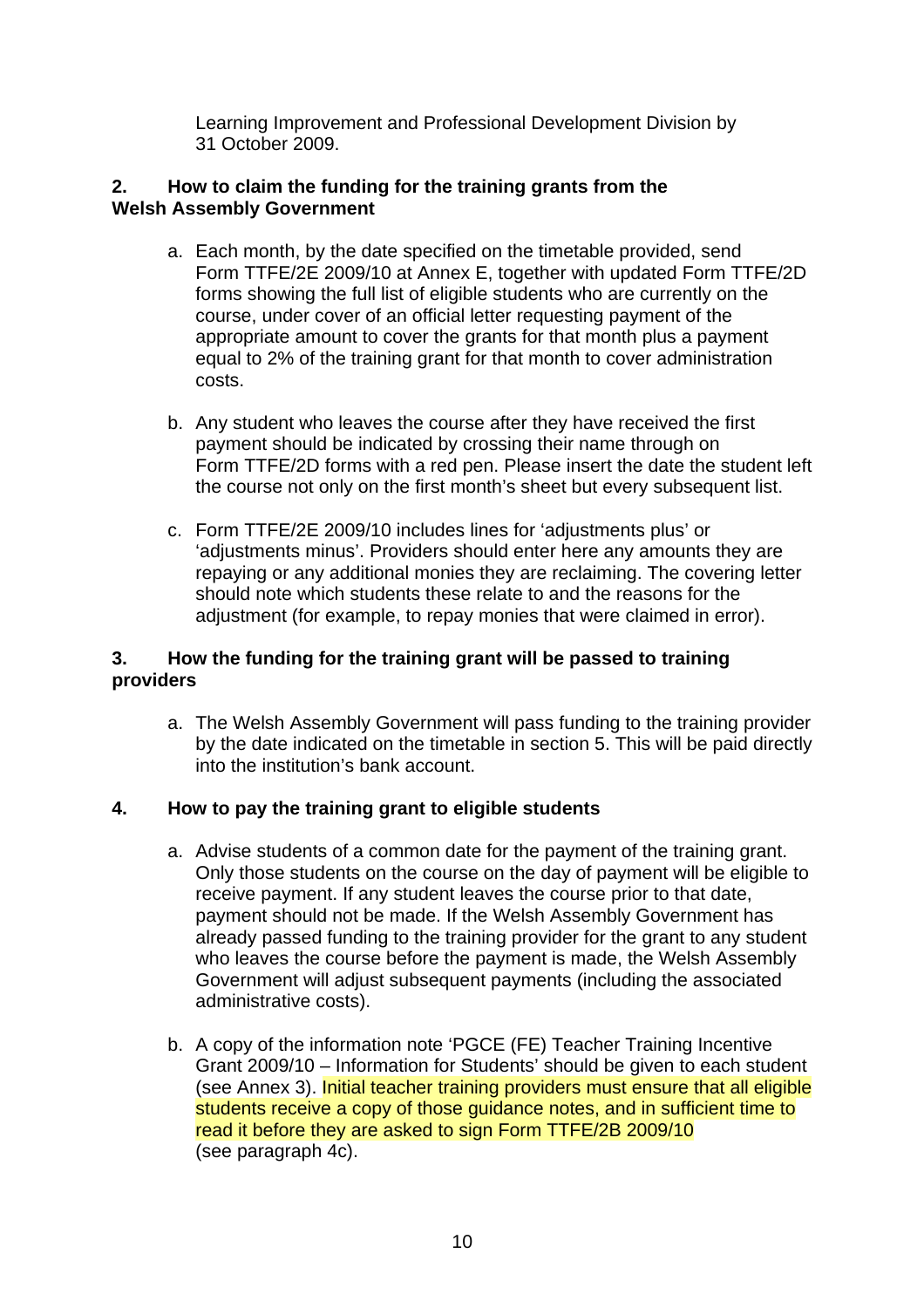Learning Improvement and Professional Development Division by 31 October 2009.

## 2. How to claim the funding for the training grants from the Welsh Assembly Government

a. Each month, by the date specified on the timetable provided, send Form TTFE/2E 2009/10 at Annex E, together with updated Form TTFE/2D forms showing the full list of eligible students who are currently on the course, under cover of an official letter requesting payment of the appropriate amount to cover the grants for that month plus a payment equal to 2% of the training grant for that month to cover administration costs.

b. Any student who leaves the course after they have received the first payment should be indicated by crossing their name through on Form TTFE/2D forms with a red pen. Please insert the date the student left the course not only on the first month's sheet but every subsequent list.

c. Form TTFE/2E 2009/10 includes lines for 'adjustments plus' or 'adjustments minus'. Providers should enter here any amounts they are repaying or any additional monies they are reclaiming. The covering letter should note which students these relate to and the reasons for the adjustment (for example, to repay monies that were claimed in error).

## 3. How the funding for the training grant will be passed to training providers

a. The Welsh Assembly Government will pass funding to the training provider by the date indicated on the timetable in section 5. This will be paid directly into the institution's bank account.

## 4. How to pay the training grant to eligible students

a. Advise students of a common date for the payment of the training grant. Only those students on the course on the day of payment will be eligible to receive payment. If any student leaves the course prior to that date, payment should not be made. If the Welsh Assembly Government has already passed funding to the training provider for the grant to any student who leaves the course before the payment is made, the Welsh Assembly Government will adjust subsequent payments (including the associated administrative costs).

b. A copy of the information note 'PGCE (FE) Teacher Training Incentive Grant 2009/10 – Information for Students' should be given to each student (see Annex 3). Initial teacher training providers must ensure that all eligible students receive a copy of those guidance notes, and in sufficient time to read it before they are asked to sign Form TTFE/2B 2009/10 (see paragraph 4c).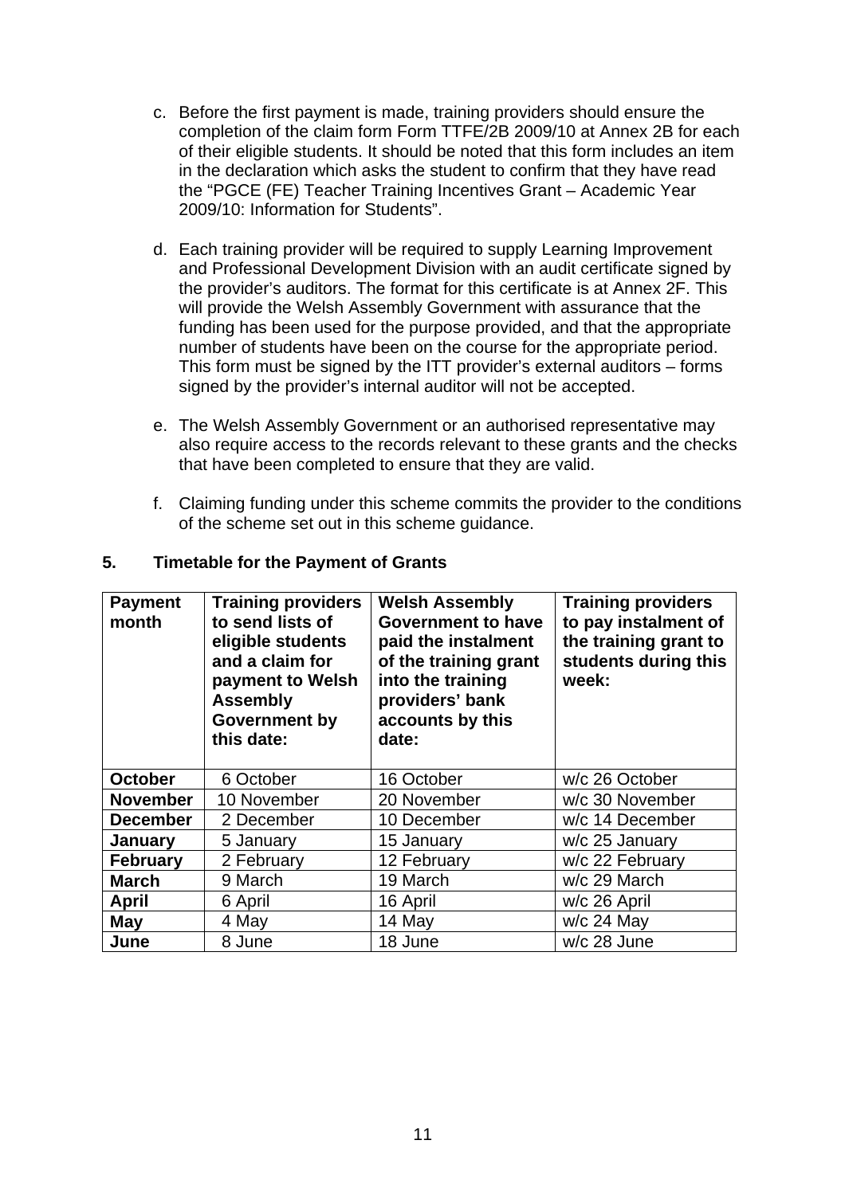c. Before the first payment is made, training providers should ensure the completion of the claim form Form TTFE/2B 2009/10 at Annex 2B for each of their eligible students. It should be noted that this form includes an item in the declaration which asks the student to confirm that they have read the "PGCE (FE) Teacher Training Incentives Grant – Academic Year 2009/10: Information for Students".

d. Each training provider will be required to supply Learning Improvement and Professional Development Division with an audit certificate signed by the provider's auditors. The format for this certificate is at Annex 2F. This will provide the Welsh Assembly Government with assurance that the funding has been used for the purpose provided, and that the appropriate number of students have been on the course for the appropriate period. This form must be signed by the ITT provider's external auditors – forms signed by the provider's internal auditor will not be accepted.

e. The Welsh Assembly Government or an authorised representative may also require access to the records relevant to these grants and the checks that have been completed to ensure that they are valid.

f. Claiming funding under this scheme commits the provider to the conditions of the scheme set out in this scheme guidance.

## 5. Timetable for the Payment of Grants

| Payment month | Training providers to send lists of eligible students and a claim for payment to Welsh Assembly Government by this date: | Welsh Assembly Government to have paid the instalment of the training grant into the training providers' bank accounts by this date: | Training providers to pay instalment of the training grant to students during this week: |
|---|---|---|---|
| **October** | 6 October | 16 October | w/c 26 October |
| **November** | 10 November | 20 November | w/c 30 November |
| **December** | 2 December | 10 December | w/c 14 December |
| **January** | 5 January | 15 January | w/c 25 January |
| **February** | 2 February | 12 February | w/c 22 February |
| **March** | 9 March | 19 March | w/c 29 March |
| **April** | 6 April | 16 April | w/c 26 April |
| **May** | 4 May | 14 May | w/c 24 May |
| **June** | 8 June | 18 June | w/c 28 June |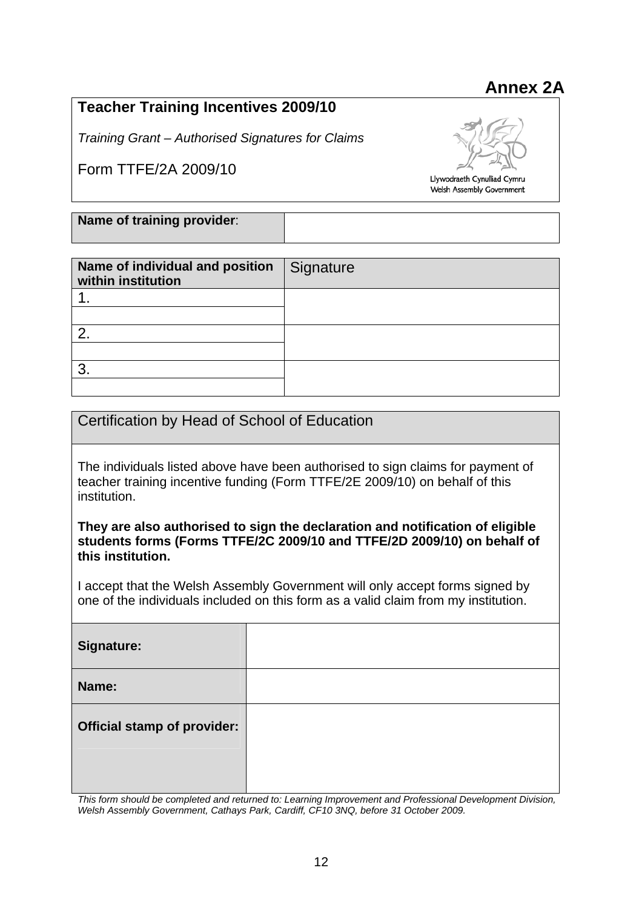# Annex 2A

## Teacher Training Incentives 2009/10

*Training Grant – Authorised Signatures for Claims*

Form TTFE/2A 2009/10

Llywodraeth Cynulliad Cymru
Welsh Assembly Government

| **Name of training provider**: | |
|---|---|

| **Name of individual and position within institution** | Signature |
|---|---|
| 1. | |
| | |
| 2. | |
| | |
| 3. | |
| | |

### Certification by Head of School of Education

The individuals listed above have been authorised to sign claims for payment of teacher training incentive funding (Form TTFE/2E 2009/10) on behalf of this institution.

**They are also authorised to sign the declaration and notification of eligible students forms (Forms TTFE/2C 2009/10 and TTFE/2D 2009/10) on behalf of this institution.**

I accept that the Welsh Assembly Government will only accept forms signed by one of the individuals included on this form as a valid claim from my institution.

| | |
|---|---|
| **Signature:** | |
| **Name:** | |
| **Official stamp of provider:** | |

*This form should be completed and returned to: Learning Improvement and Professional Development Division, Welsh Assembly Government, Cathays Park, Cardiff, CF10 3NQ, before 31 October 2009.*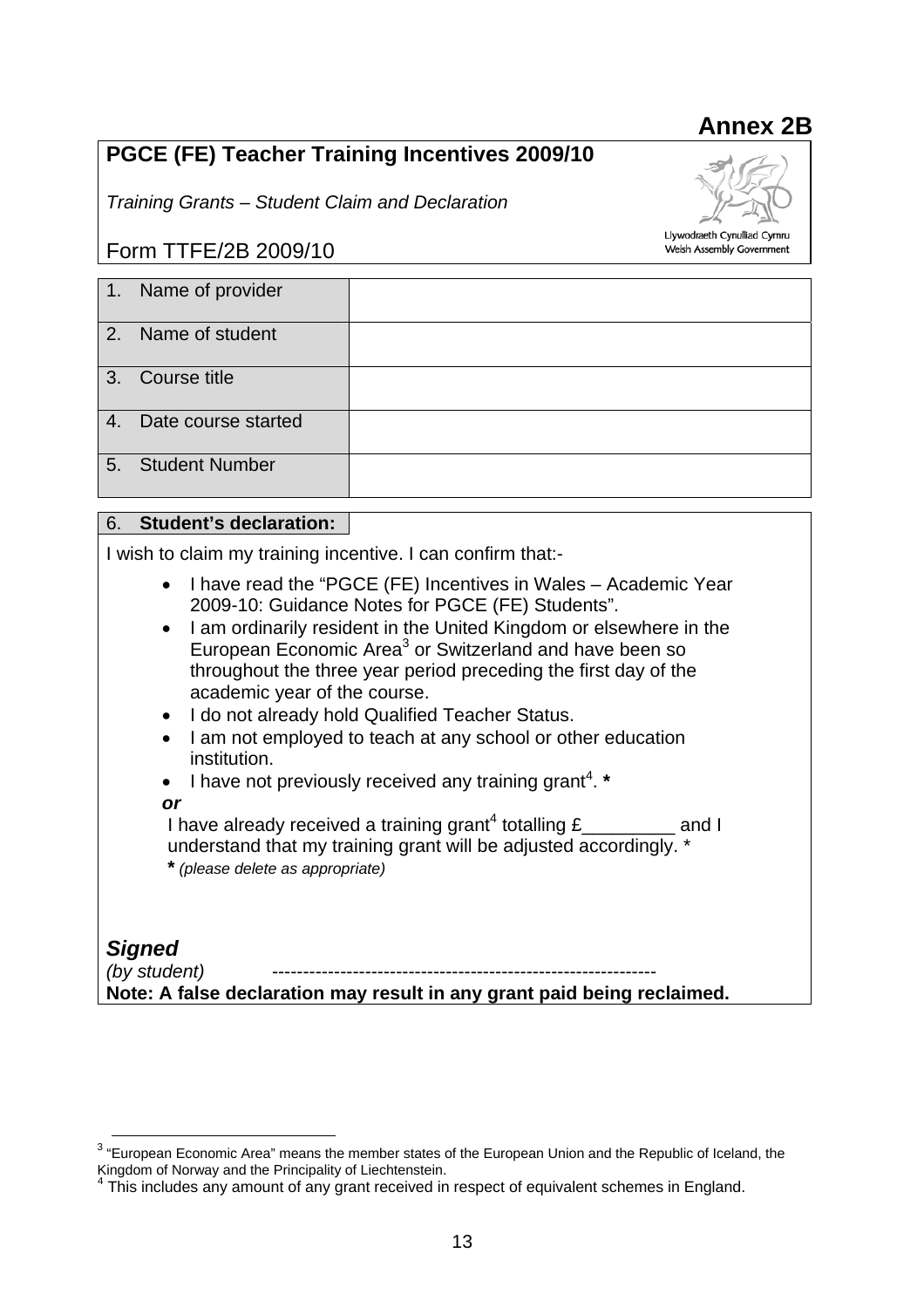# Annex 2B

## PGCE (FE) Teacher Training Incentives 2009/10

*Training Grants – Student Claim and Declaration*

Form TTFE/2B 2009/10

Llywodraeth Cynulliad Cymru
Welsh Assembly Government

| | |
|---|---|
| 1. Name of provider | |
| 2. Name of student | |
| 3. Course title | |
| 4. Date course started | |
| 5. Student Number | |

**6. Student's declaration:**

I wish to claim my training incentive. I can confirm that:-

- I have read the "PGCE (FE) Incentives in Wales – Academic Year 2009-10: Guidance Notes for PGCE (FE) Students".
- I am ordinarily resident in the United Kingdom or elsewhere in the European Economic Area[3] or Switzerland and have been so throughout the three year period preceding the first day of the academic year of the course.
- I do not already hold Qualified Teacher Status.
- I am not employed to teach at any school or other education institution.
- I have not previously received any training grant[4]. **\***

***or***

I have already received a training grant[4] totalling £_________ and I understand that my training grant will be adjusted accordingly. *

**\*** *(please delete as appropriate)*

***Signed***

*(by student)* -------------------------------------------------------------

**Note: A false declaration may result in any grant paid being reclaimed.**

---

[3] "European Economic Area" means the member states of the European Union and the Republic of Iceland, the Kingdom of Norway and the Principality of Liechtenstein.

[4] This includes any amount of any grant received in respect of equivalent schemes in England.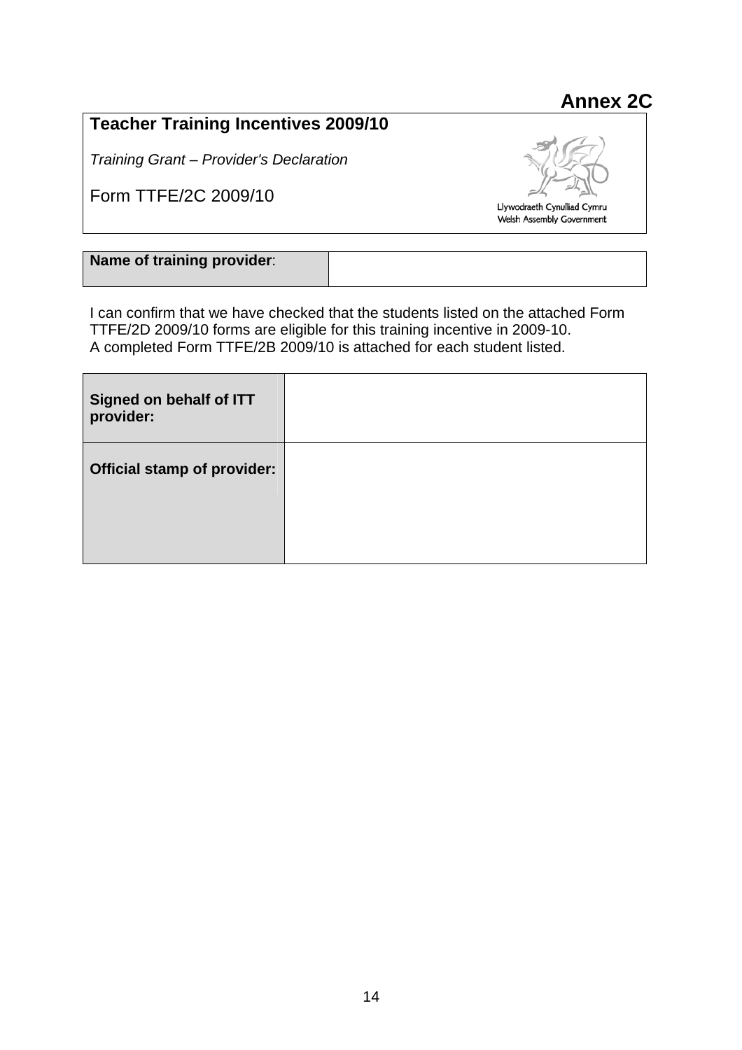# Annex 2C

## Teacher Training Incentives 2009/10

*Training Grant – Provider's Declaration*

Form TTFE/2C 2009/10

Llywodraeth Cynulliad Cymru
Welsh Assembly Government

| **Name of training provider**: | |
|---|---|

I can confirm that we have checked that the students listed on the attached Form TTFE/2D 2009/10 forms are eligible for this training incentive in 2009-10.
A completed Form TTFE/2B 2009/10 is attached for each student listed.

| **Signed on behalf of ITT provider:** | |
|---|---|
| **Official stamp of provider:** | |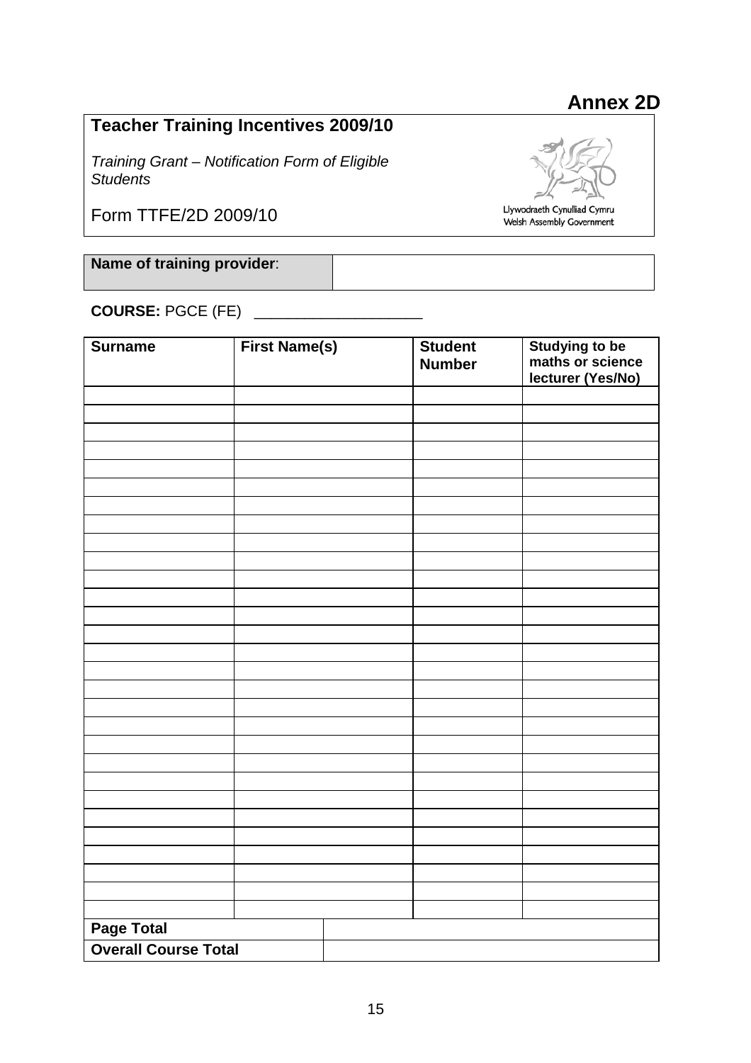**Annex 2D**

## Teacher Training Incentives 2009/10

*Training Grant – Notification Form of Eligible Students*

Form TTFE/2D 2009/10

Llywodraeth Cynulliad Cymru
Welsh Assembly Government

| **Name of training provider**: | |
|---|---|

**COURSE:** PGCE (FE) ____________________

| Surname | First Name(s) | Student Number | Studying to be maths or science lecturer (Yes/No) |
|---|---|---|---|
| | | | |
| | | | |
| | | | |
| | | | |
| | | | |
| | | | |
| | | | |
| | | | |
| | | | |
| | | | |
| | | | |
| | | | |
| | | | |
| | | | |
| | | | |
| | | | |
| | | | |
| | | | |
| | | | |
| | | | |
| | | | |
| | | | |
| | | | |
| | | | |
| | | | |
| | | | |
| | | | |
| | | | |
| | | | |
| **Page Total** | | | |
| **Overall Course Total** | | | |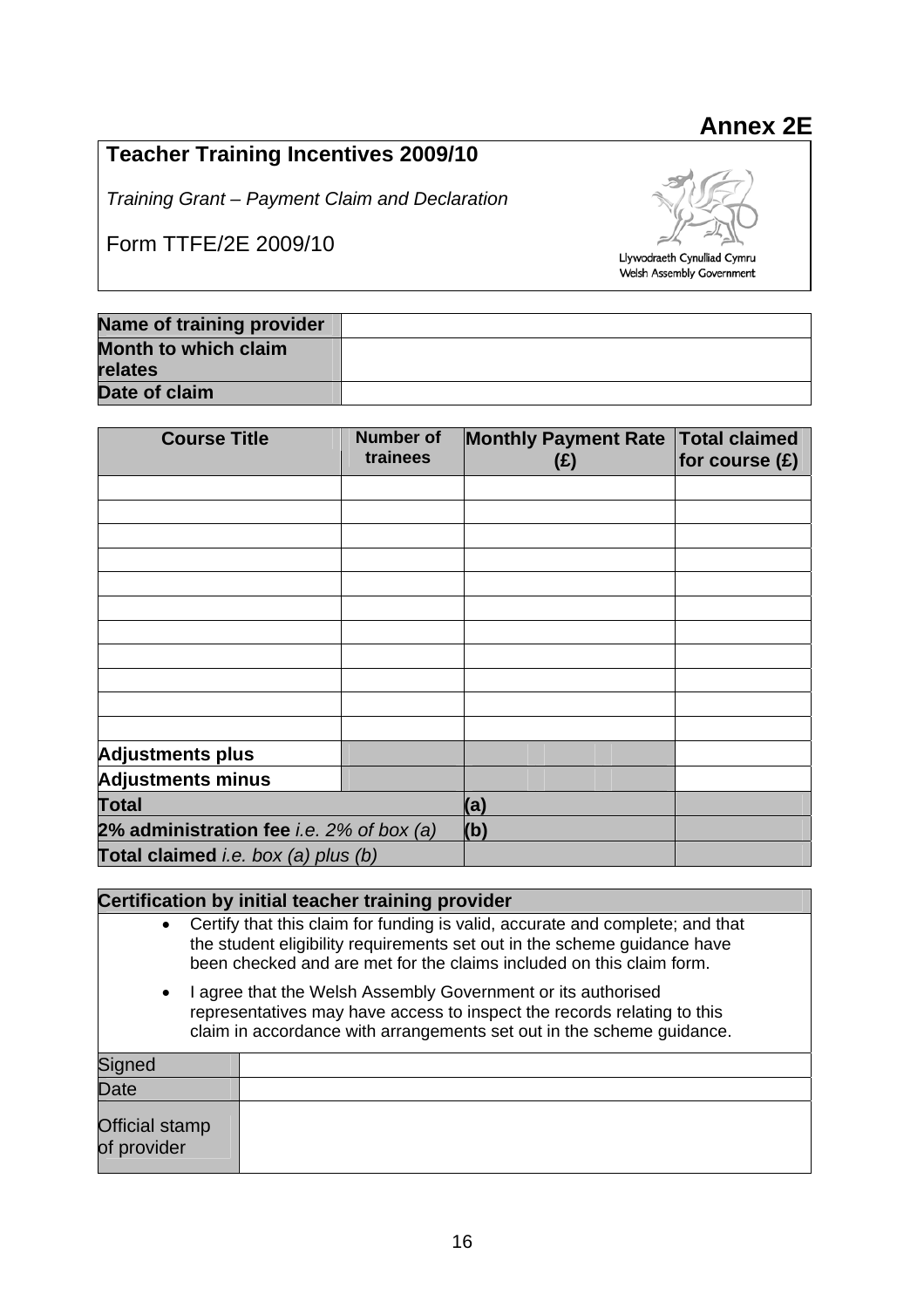**Annex 2E**

# Teacher Training Incentives 2009/10

*Training Grant – Payment Claim and Declaration*

Form TTFE/2E 2009/10

Llywodraeth Cynulliad Cymru
Welsh Assembly Government

| **Name of training provider** | |
|---|---|
| **Month to which claim relates** | |
| **Date of claim** | |

| **Course Title** | **Number of trainees** | **Monthly Payment Rate (£)** | **Total claimed for course (£)** |
|---|---|---|---|
| | | | |
| | | | |
| | | | |
| | | | |
| | | | |
| | | | |
| | | | |
| | | | |
| | | | |
| | | | |
| | | | |
| **Adjustments plus** | | | |
| **Adjustments minus** | | | |
| **Total** | | **(a)** | |
| **2% administration fee** *i.e. 2% of box (a)* | | **(b)** | |
| **Total claimed** *i.e. box (a) plus (b)* | | | |

| **Certification by initial teacher training provider** | |
|---|---|
| • Certify that this claim for funding is valid, accurate and complete; and that the student eligibility requirements set out in the scheme guidance have been checked and are met for the claims included on this claim form.<br>• I agree that the Welsh Assembly Government or its authorised representatives may have access to inspect the records relating to this claim in accordance with arrangements set out in the scheme guidance. | |
| Signed | |
| Date | |
| Official stamp of provider | |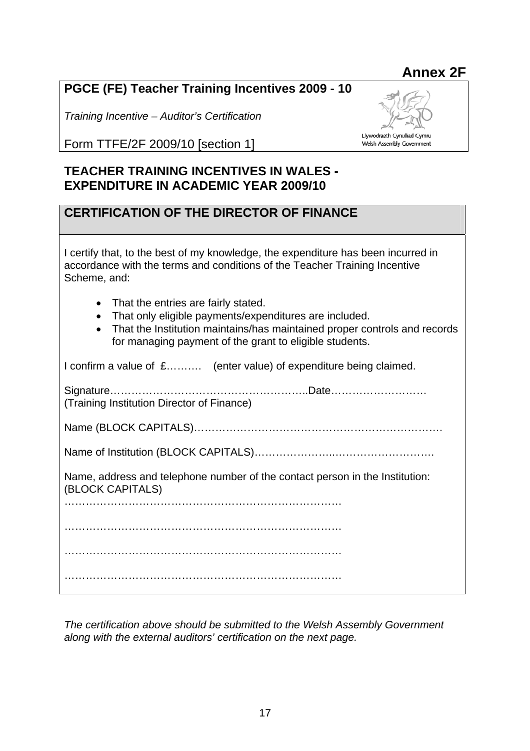**Annex 2F**

**PGCE (FE) Teacher Training Incentives 2009 - 10**

*Training Incentive – Auditor's Certification*

Form TTFE/2F 2009/10 [section 1]

Llywodraeth Cynulliad Cymru
Welsh Assembly Government

## TEACHER TRAINING INCENTIVES IN WALES - EXPENDITURE IN ACADEMIC YEAR 2009/10

### CERTIFICATION OF THE DIRECTOR OF FINANCE

I certify that, to the best of my knowledge, the expenditure has been incurred in accordance with the terms and conditions of the Teacher Training Incentive Scheme, and:

- That the entries are fairly stated.
- That only eligible payments/expenditures are included.
- That the Institution maintains/has maintained proper controls and records for managing payment of the grant to eligible students.

I confirm a value of £………. (enter value) of expenditure being claimed.

Signature………………………………………………..Date………………………
(Training Institution Director of Finance)

Name (BLOCK CAPITALS)……………………………………………………………

Name of Institution (BLOCK CAPITALS)………………….……………………….

Name, address and telephone number of the contact person in the Institution: (BLOCK CAPITALS)

…………………………………………………………………….

…………………………………………………………………….

…………………………………………………………………….

…………………………………………………………………….

*The certification above should be submitted to the Welsh Assembly Government along with the external auditors' certification on the next page.*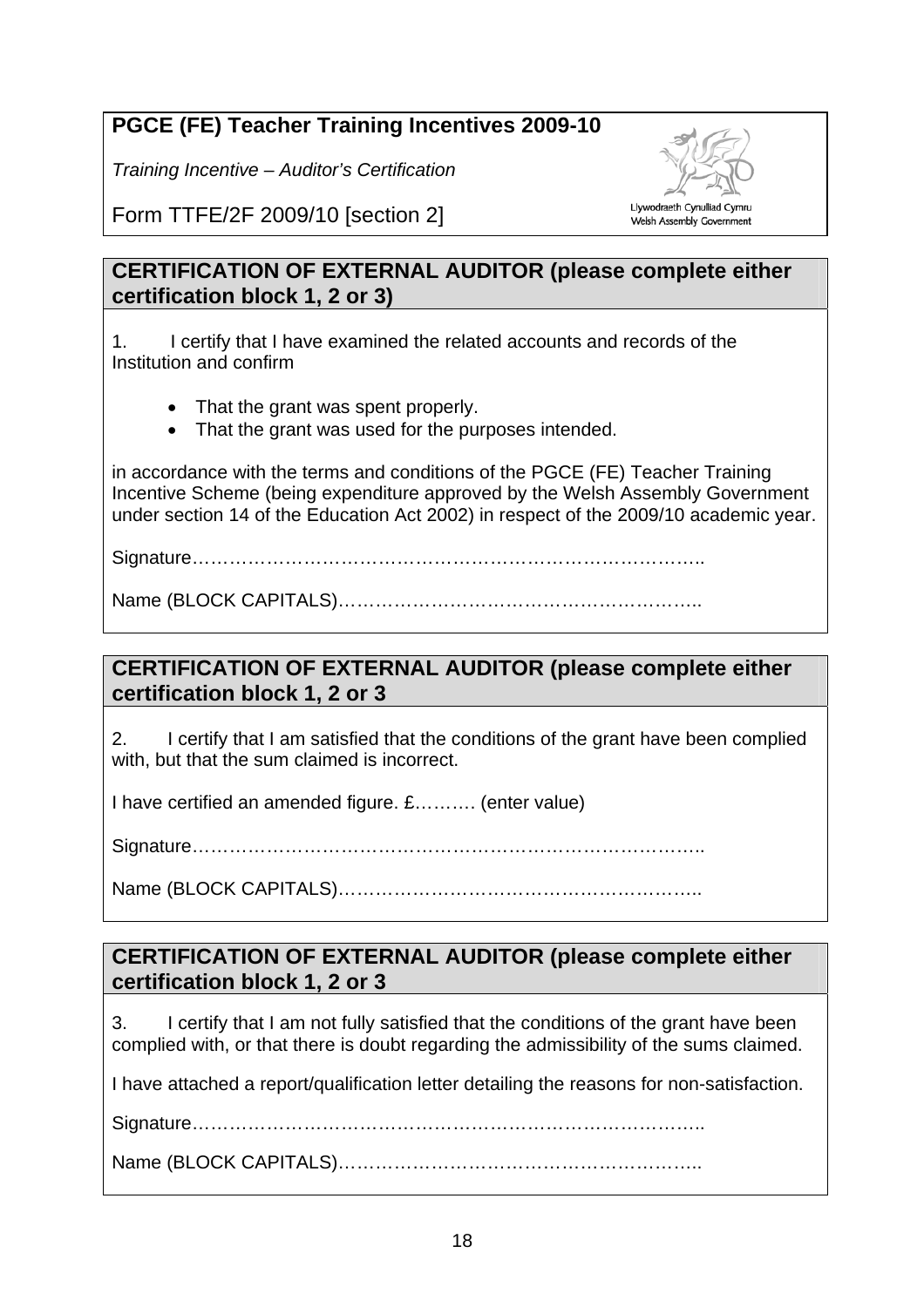**PGCE (FE) Teacher Training Incentives 2009-10**

*Training Incentive – Auditor's Certification*

Form TTFE/2F 2009/10 [section 2]

Llywodraeth Cynulliad Cymru
Welsh Assembly Government

## CERTIFICATION OF EXTERNAL AUDITOR (please complete either certification block 1, 2 or 3)

1. I certify that I have examined the related accounts and records of the Institution and confirm

- That the grant was spent properly.
- That the grant was used for the purposes intended.

in accordance with the terms and conditions of the PGCE (FE) Teacher Training Incentive Scheme (being expenditure approved by the Welsh Assembly Government under section 14 of the Education Act 2002) in respect of the 2009/10 academic year.

Signature…………………………………………………………………………..

Name (BLOCK CAPITALS)…………………………………………………..

## CERTIFICATION OF EXTERNAL AUDITOR (please complete either certification block 1, 2 or 3

2. I certify that I am satisfied that the conditions of the grant have been complied with, but that the sum claimed is incorrect.

I have certified an amended figure. £………. (enter value)

Signature…………………………………………………………………………..

Name (BLOCK CAPITALS)…………………………………………………..

## CERTIFICATION OF EXTERNAL AUDITOR (please complete either certification block 1, 2 or 3

3. I certify that I am not fully satisfied that the conditions of the grant have been complied with, or that there is doubt regarding the admissibility of the sums claimed.

I have attached a report/qualification letter detailing the reasons for non-satisfaction.

Signature…………………………………………………………………………..

Name (BLOCK CAPITALS)…………………………………………………..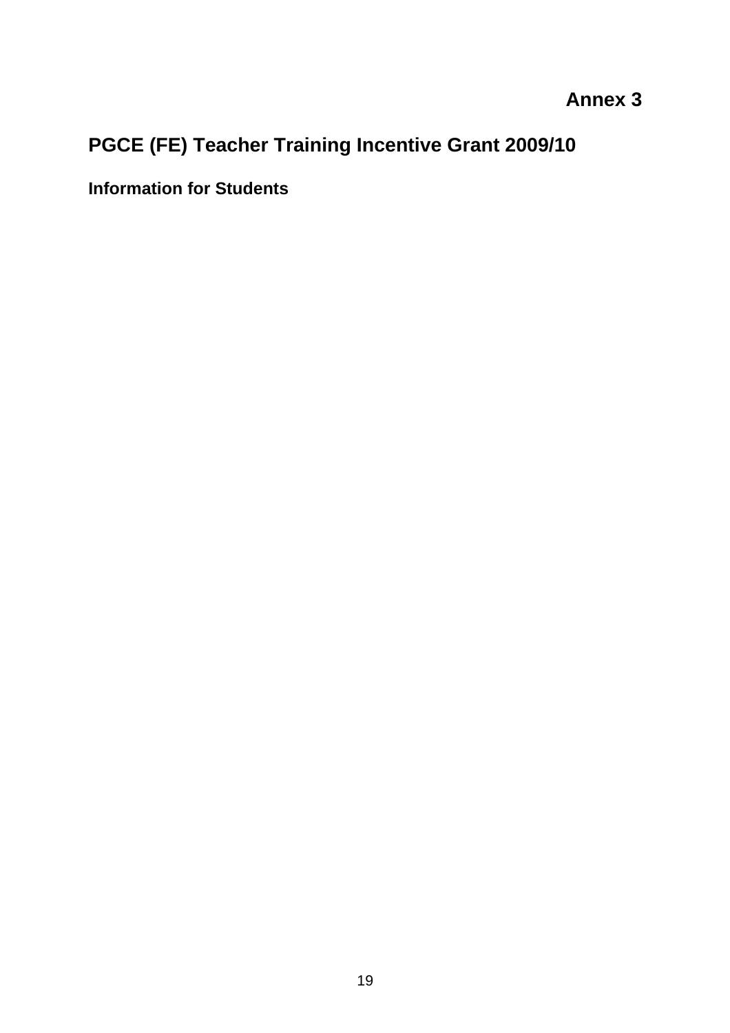**Annex 3**

# PGCE (FE) Teacher Training Incentive Grant 2009/10

## Information for Students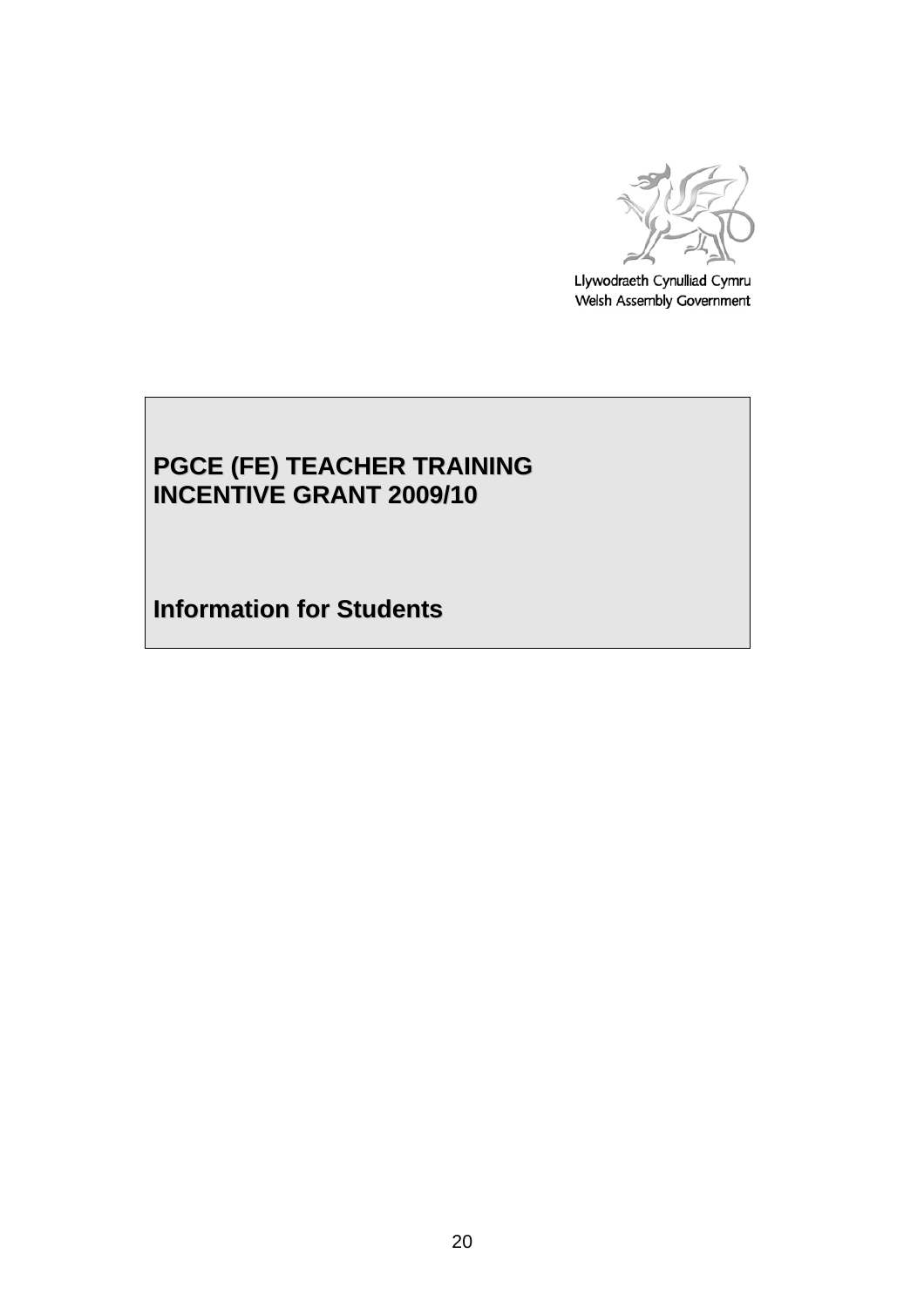Llywodraeth Cynulliad Cymru
Welsh Assembly Government

# PGCE (FE) TEACHER TRAINING INCENTIVE GRANT 2009/10

## Information for Students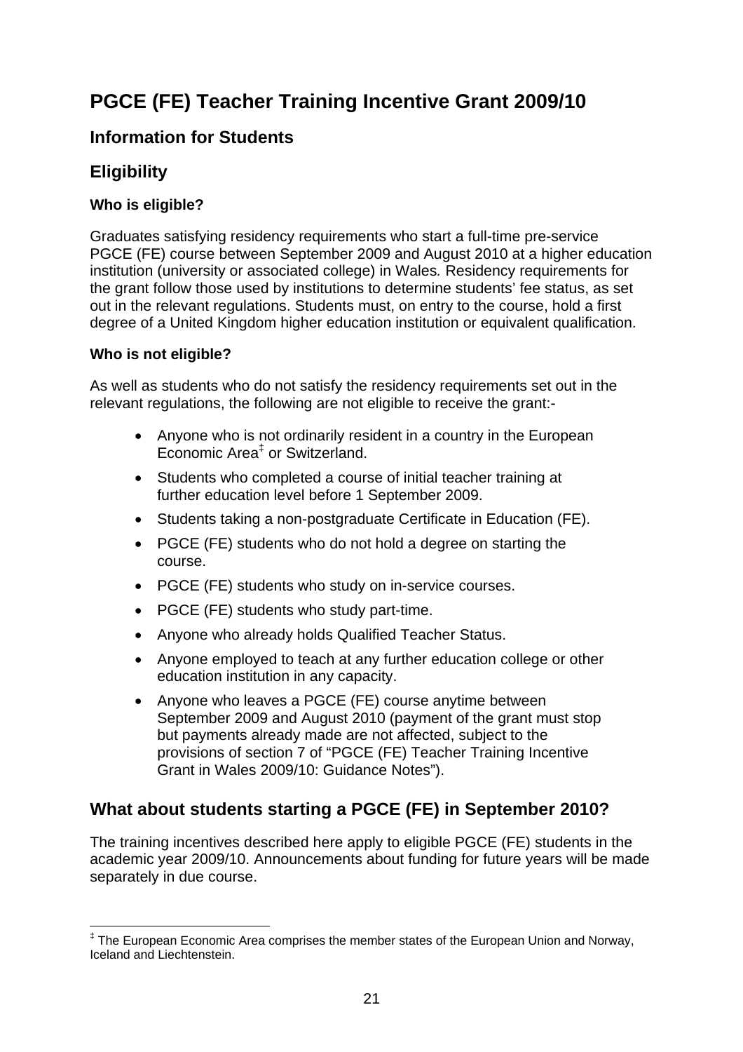# PGCE (FE) Teacher Training Incentive Grant 2009/10

## Information for Students

## Eligibility

### Who is eligible?

Graduates satisfying residency requirements who start a full-time pre-service PGCE (FE) course between September 2009 and August 2010 at a higher education institution (university or associated college) in Wales. Residency requirements for the grant follow those used by institutions to determine students' fee status, as set out in the relevant regulations. Students must, on entry to the course, hold a first degree of a United Kingdom higher education institution or equivalent qualification.

### Who is not eligible?

As well as students who do not satisfy the residency requirements set out in the relevant regulations, the following are not eligible to receive the grant:-

- Anyone who is not ordinarily resident in a country in the European Economic Area[‡] or Switzerland.
- Students who completed a course of initial teacher training at further education level before 1 September 2009.
- Students taking a non-postgraduate Certificate in Education (FE).
- PGCE (FE) students who do not hold a degree on starting the course.
- PGCE (FE) students who study on in-service courses.
- PGCE (FE) students who study part-time.
- Anyone who already holds Qualified Teacher Status.
- Anyone employed to teach at any further education college or other education institution in any capacity.
- Anyone who leaves a PGCE (FE) course anytime between September 2009 and August 2010 (payment of the grant must stop but payments already made are not affected, subject to the provisions of section 7 of "PGCE (FE) Teacher Training Incentive Grant in Wales 2009/10: Guidance Notes").

## What about students starting a PGCE (FE) in September 2010?

The training incentives described here apply to eligible PGCE (FE) students in the academic year 2009/10. Announcements about funding for future years will be made separately in due course.

---

[‡] The European Economic Area comprises the member states of the European Union and Norway, Iceland and Liechtenstein.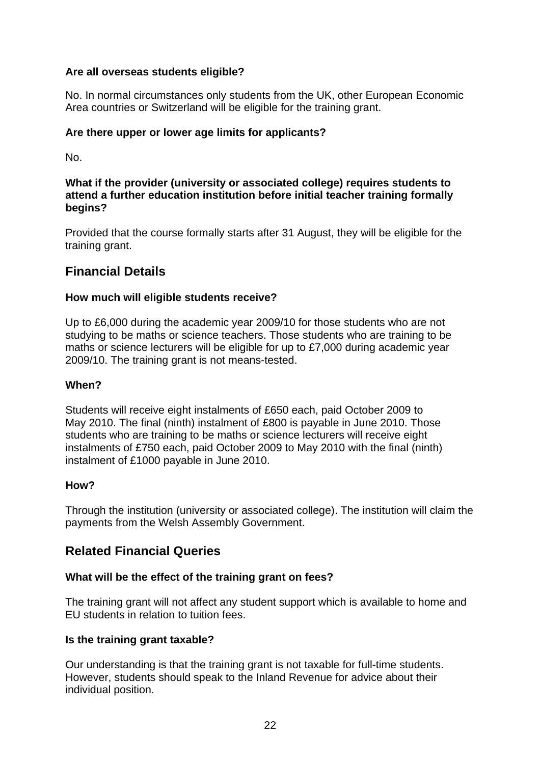**Are all overseas students eligible?**

No. In normal circumstances only students from the UK, other European Economic Area countries or Switzerland will be eligible for the training grant.

**Are there upper or lower age limits for applicants?**

No.

**What if the provider (university or associated college) requires students to attend a further education institution before initial teacher training formally begins?**

Provided that the course formally starts after 31 August, they will be eligible for the training grant.

## Financial Details

**How much will eligible students receive?**

Up to £6,000 during the academic year 2009/10 for those students who are not studying to be maths or science teachers. Those students who are training to be maths or science lecturers will be eligible for up to £7,000 during academic year 2009/10. The training grant is not means-tested.

**When?**

Students will receive eight instalments of £650 each, paid October 2009 to May 2010. The final (ninth) instalment of £800 is payable in June 2010. Those students who are training to be maths or science lecturers will receive eight instalments of £750 each, paid October 2009 to May 2010 with the final (ninth) instalment of £1000 payable in June 2010.

**How?**

Through the institution (university or associated college). The institution will claim the payments from the Welsh Assembly Government.

## Related Financial Queries

**What will be the effect of the training grant on fees?**

The training grant will not affect any student support which is available to home and EU students in relation to tuition fees.

**Is the training grant taxable?**

Our understanding is that the training grant is not taxable for full-time students. However, students should speak to the Inland Revenue for advice about their individual position.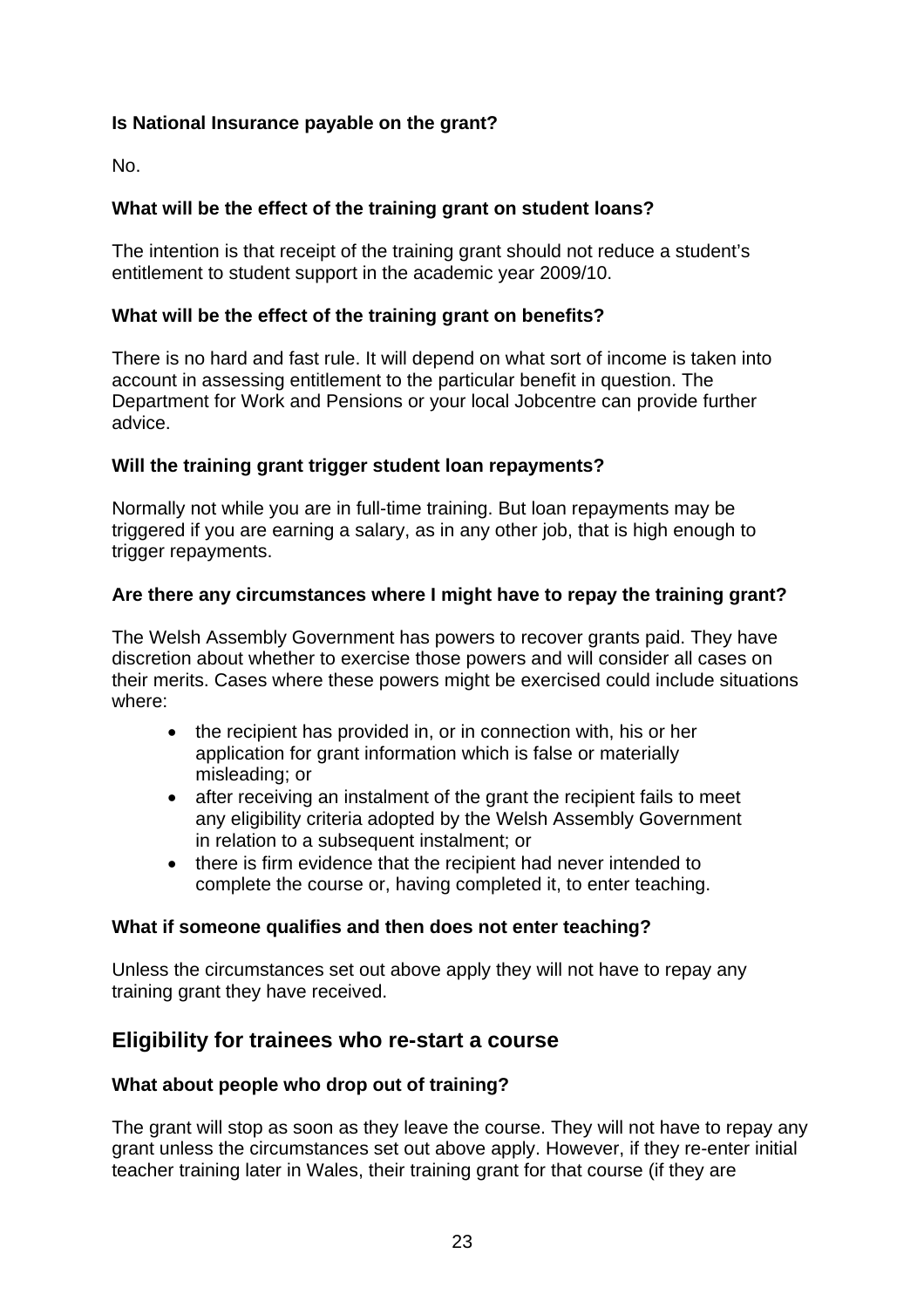**Is National Insurance payable on the grant?**

No.

**What will be the effect of the training grant on student loans?**

The intention is that receipt of the training grant should not reduce a student's entitlement to student support in the academic year 2009/10.

**What will be the effect of the training grant on benefits?**

There is no hard and fast rule. It will depend on what sort of income is taken into account in assessing entitlement to the particular benefit in question. The Department for Work and Pensions or your local Jobcentre can provide further advice.

**Will the training grant trigger student loan repayments?**

Normally not while you are in full-time training. But loan repayments may be triggered if you are earning a salary, as in any other job, that is high enough to trigger repayments.

**Are there any circumstances where I might have to repay the training grant?**

The Welsh Assembly Government has powers to recover grants paid. They have discretion about whether to exercise those powers and will consider all cases on their merits. Cases where these powers might be exercised could include situations where:

- the recipient has provided in, or in connection with, his or her application for grant information which is false or materially misleading; or
- after receiving an instalment of the grant the recipient fails to meet any eligibility criteria adopted by the Welsh Assembly Government in relation to a subsequent instalment; or
- there is firm evidence that the recipient had never intended to complete the course or, having completed it, to enter teaching.

**What if someone qualifies and then does not enter teaching?**

Unless the circumstances set out above apply they will not have to repay any training grant they have received.

## Eligibility for trainees who re-start a course

**What about people who drop out of training?**

The grant will stop as soon as they leave the course. They will not have to repay any grant unless the circumstances set out above apply. However, if they re-enter initial teacher training later in Wales, their training grant for that course (if they are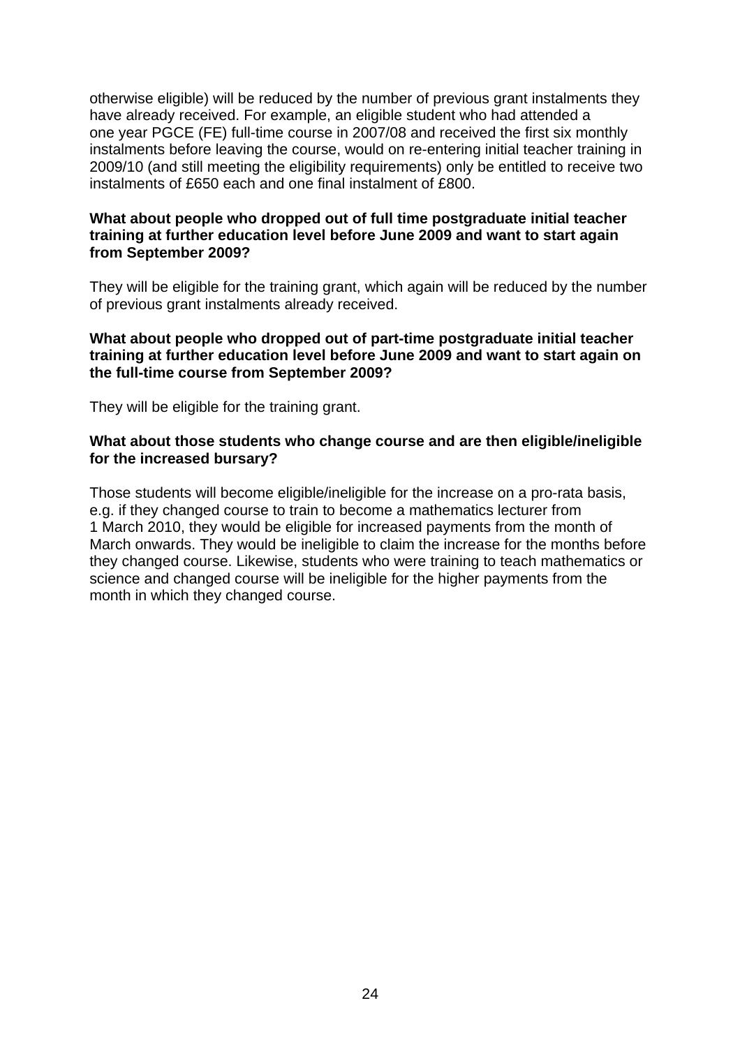otherwise eligible) will be reduced by the number of previous grant instalments they have already received. For example, an eligible student who had attended a one year PGCE (FE) full-time course in 2007/08 and received the first six monthly instalments before leaving the course, would on re-entering initial teacher training in 2009/10 (and still meeting the eligibility requirements) only be entitled to receive two instalments of £650 each and one final instalment of £800.

**What about people who dropped out of full time postgraduate initial teacher training at further education level before June 2009 and want to start again from September 2009?**

They will be eligible for the training grant, which again will be reduced by the number of previous grant instalments already received.

**What about people who dropped out of part-time postgraduate initial teacher training at further education level before June 2009 and want to start again on the full-time course from September 2009?**

They will be eligible for the training grant.

**What about those students who change course and are then eligible/ineligible for the increased bursary?**

Those students will become eligible/ineligible for the increase on a pro-rata basis, e.g. if they changed course to train to become a mathematics lecturer from 1 March 2010, they would be eligible for increased payments from the month of March onwards. They would be ineligible to claim the increase for the months before they changed course. Likewise, students who were training to teach mathematics or science and changed course will be ineligible for the higher payments from the month in which they changed course.